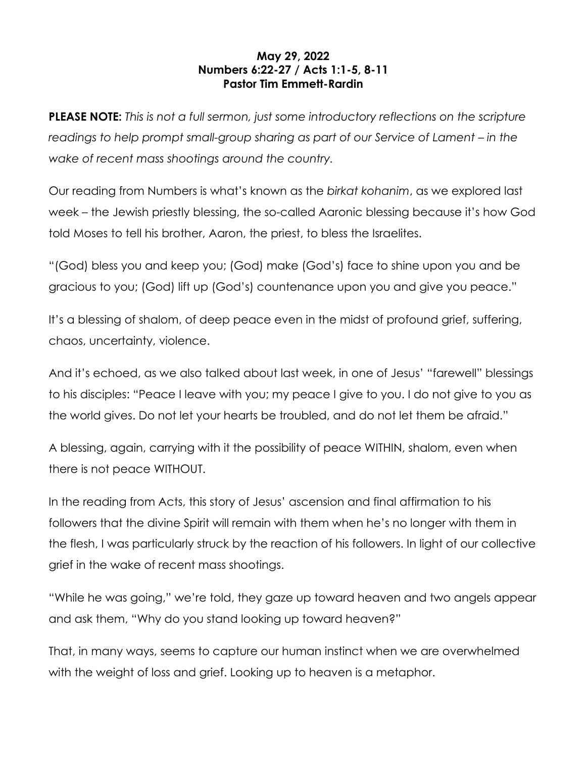**May 29, 2022**
**Numbers 6:22-27 / Acts 1:1-5, 8-11**
**Pastor Tim Emmett-Rardin**

**PLEASE NOTE:** *This is not a full sermon, just some introductory reflections on the scripture readings to help prompt small-group sharing as part of our Service of Lament – in the wake of recent mass shootings around the country.*

Our reading from Numbers is what's known as the *birkat kohanim*, as we explored last week – the Jewish priestly blessing, the so-called Aaronic blessing because it's how God told Moses to tell his brother, Aaron, the priest, to bless the Israelites.

"(God) bless you and keep you; (God) make (God's) face to shine upon you and be gracious to you; (God) lift up (God's) countenance upon you and give you peace."

It's a blessing of shalom, of deep peace even in the midst of profound grief, suffering, chaos, uncertainty, violence.

And it's echoed, as we also talked about last week, in one of Jesus' "farewell" blessings to his disciples: "Peace I leave with you; my peace I give to you. I do not give to you as the world gives. Do not let your hearts be troubled, and do not let them be afraid."

A blessing, again, carrying with it the possibility of peace WITHIN, shalom, even when there is not peace WITHOUT.

In the reading from Acts, this story of Jesus' ascension and final affirmation to his followers that the divine Spirit will remain with them when he's no longer with them in the flesh, I was particularly struck by the reaction of his followers. In light of our collective grief in the wake of recent mass shootings.

"While he was going," we're told, they gaze up toward heaven and two angels appear and ask them, "Why do you stand looking up toward heaven?"

That, in many ways, seems to capture our human instinct when we are overwhelmed with the weight of loss and grief. Looking up to heaven is a metaphor.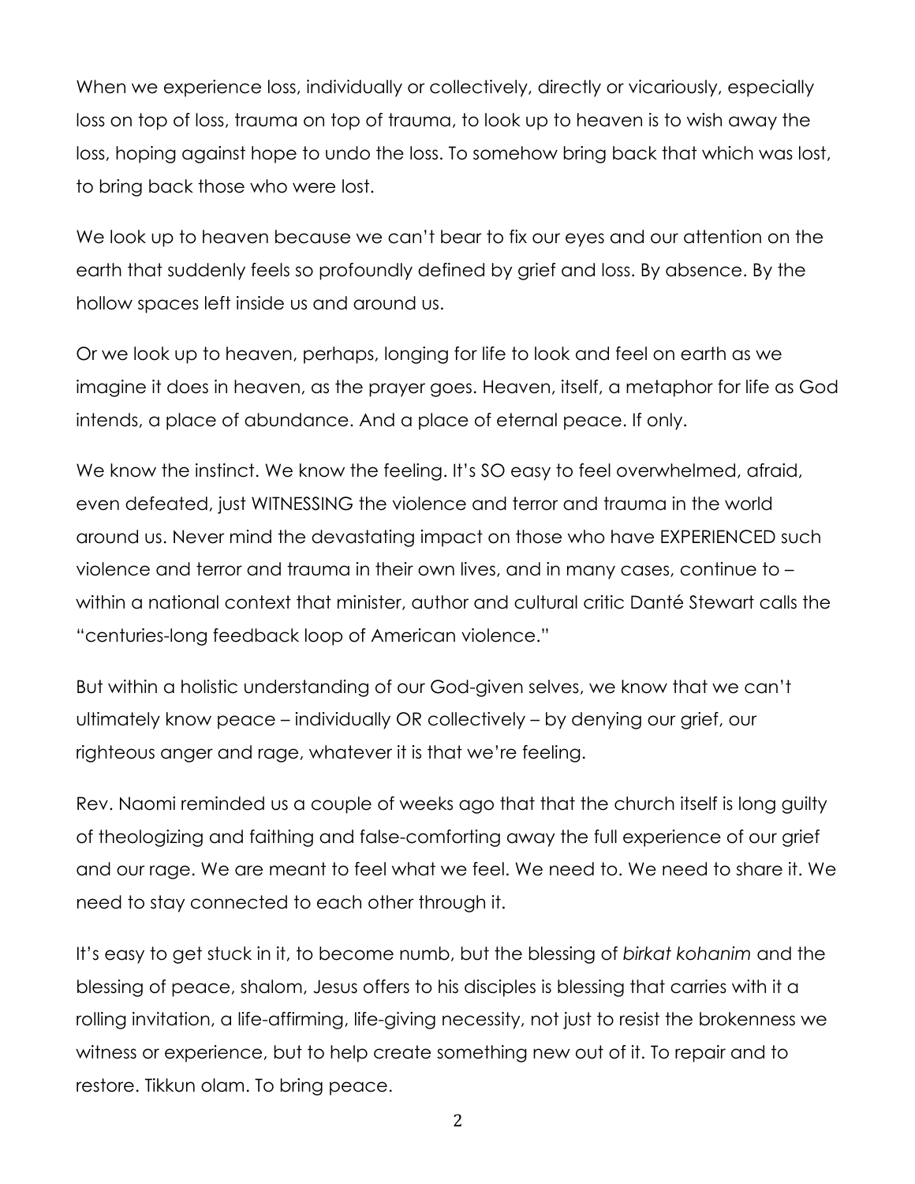When we experience loss, individually or collectively, directly or vicariously, especially loss on top of loss, trauma on top of trauma, to look up to heaven is to wish away the loss, hoping against hope to undo the loss. To somehow bring back that which was lost, to bring back those who were lost.

We look up to heaven because we can't bear to fix our eyes and our attention on the earth that suddenly feels so profoundly defined by grief and loss. By absence. By the hollow spaces left inside us and around us.

Or we look up to heaven, perhaps, longing for life to look and feel on earth as we imagine it does in heaven, as the prayer goes. Heaven, itself, a metaphor for life as God intends, a place of abundance. And a place of eternal peace. If only.

We know the instinct. We know the feeling. It's SO easy to feel overwhelmed, afraid, even defeated, just WITNESSING the violence and terror and trauma in the world around us. Never mind the devastating impact on those who have EXPERIENCED such violence and terror and trauma in their own lives, and in many cases, continue to – within a national context that minister, author and cultural critic Danté Stewart calls the "centuries-long feedback loop of American violence."

But within a holistic understanding of our God-given selves, we know that we can't ultimately know peace – individually OR collectively – by denying our grief, our righteous anger and rage, whatever it is that we're feeling.

Rev. Naomi reminded us a couple of weeks ago that that the church itself is long guilty of theologizing and faithing and false-comforting away the full experience of our grief and our rage. We are meant to feel what we feel. We need to. We need to share it. We need to stay connected to each other through it.

It's easy to get stuck in it, to become numb, but the blessing of *birkat kohanim* and the blessing of peace, shalom, Jesus offers to his disciples is blessing that carries with it a rolling invitation, a life-affirming, life-giving necessity, not just to resist the brokenness we witness or experience, but to help create something new out of it. To repair and to restore. Tikkun olam. To bring peace.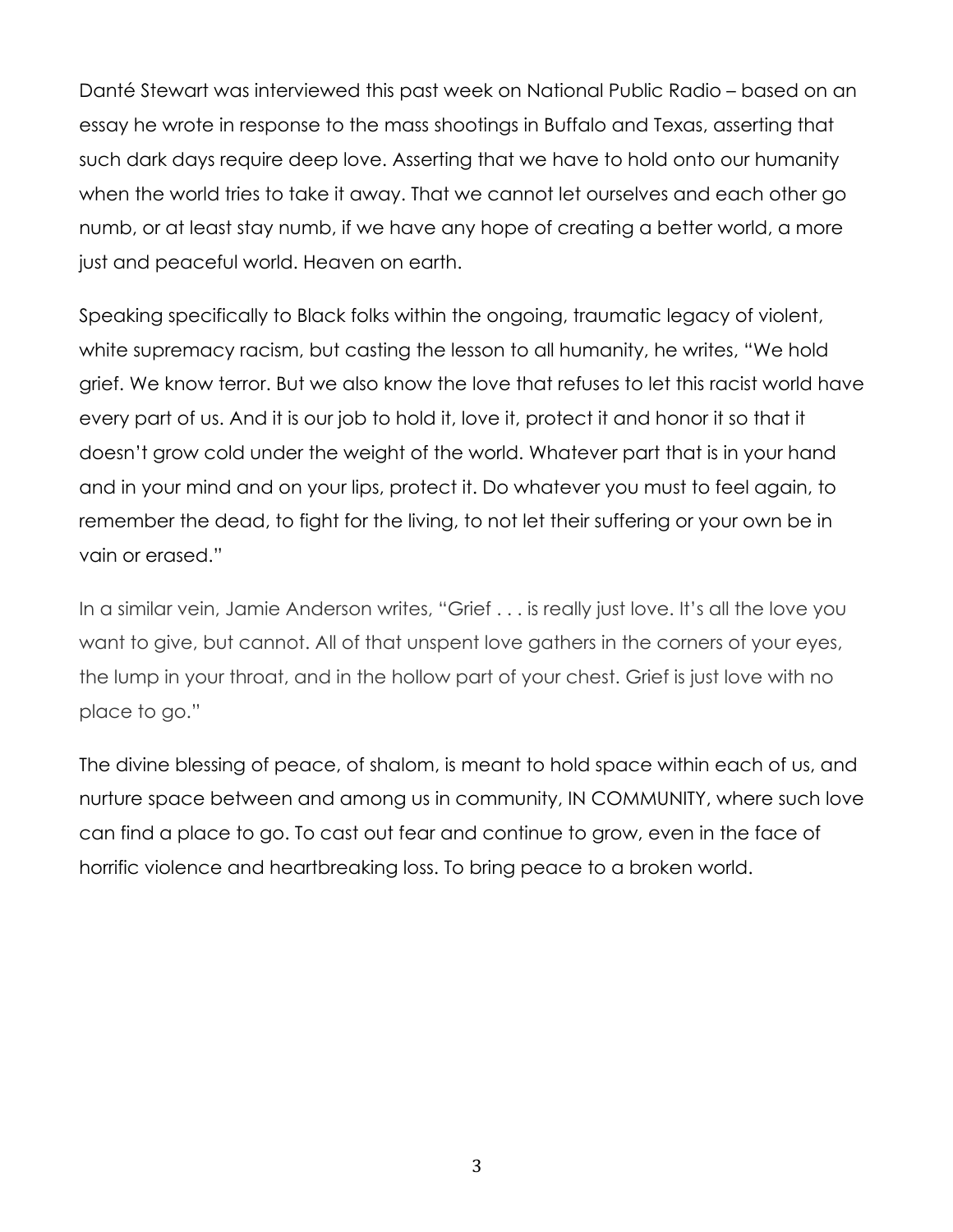Danté Stewart was interviewed this past week on National Public Radio – based on an essay he wrote in response to the mass shootings in Buffalo and Texas, asserting that such dark days require deep love. Asserting that we have to hold onto our humanity when the world tries to take it away. That we cannot let ourselves and each other go numb, or at least stay numb, if we have any hope of creating a better world, a more just and peaceful world. Heaven on earth.

Speaking specifically to Black folks within the ongoing, traumatic legacy of violent, white supremacy racism, but casting the lesson to all humanity, he writes, "We hold grief. We know terror. But we also know the love that refuses to let this racist world have every part of us. And it is our job to hold it, love it, protect it and honor it so that it doesn't grow cold under the weight of the world. Whatever part that is in your hand and in your mind and on your lips, protect it. Do whatever you must to feel again, to remember the dead, to fight for the living, to not let their suffering or your own be in vain or erased."

In a similar vein, Jamie Anderson writes, "Grief . . . is really just love. It's all the love you want to give, but cannot. All of that unspent love gathers in the corners of your eyes, the lump in your throat, and in the hollow part of your chest. Grief is just love with no place to go."

The divine blessing of peace, of shalom, is meant to hold space within each of us, and nurture space between and among us in community, IN COMMUNITY, where such love can find a place to go. To cast out fear and continue to grow, even in the face of horrific violence and heartbreaking loss. To bring peace to a broken world.